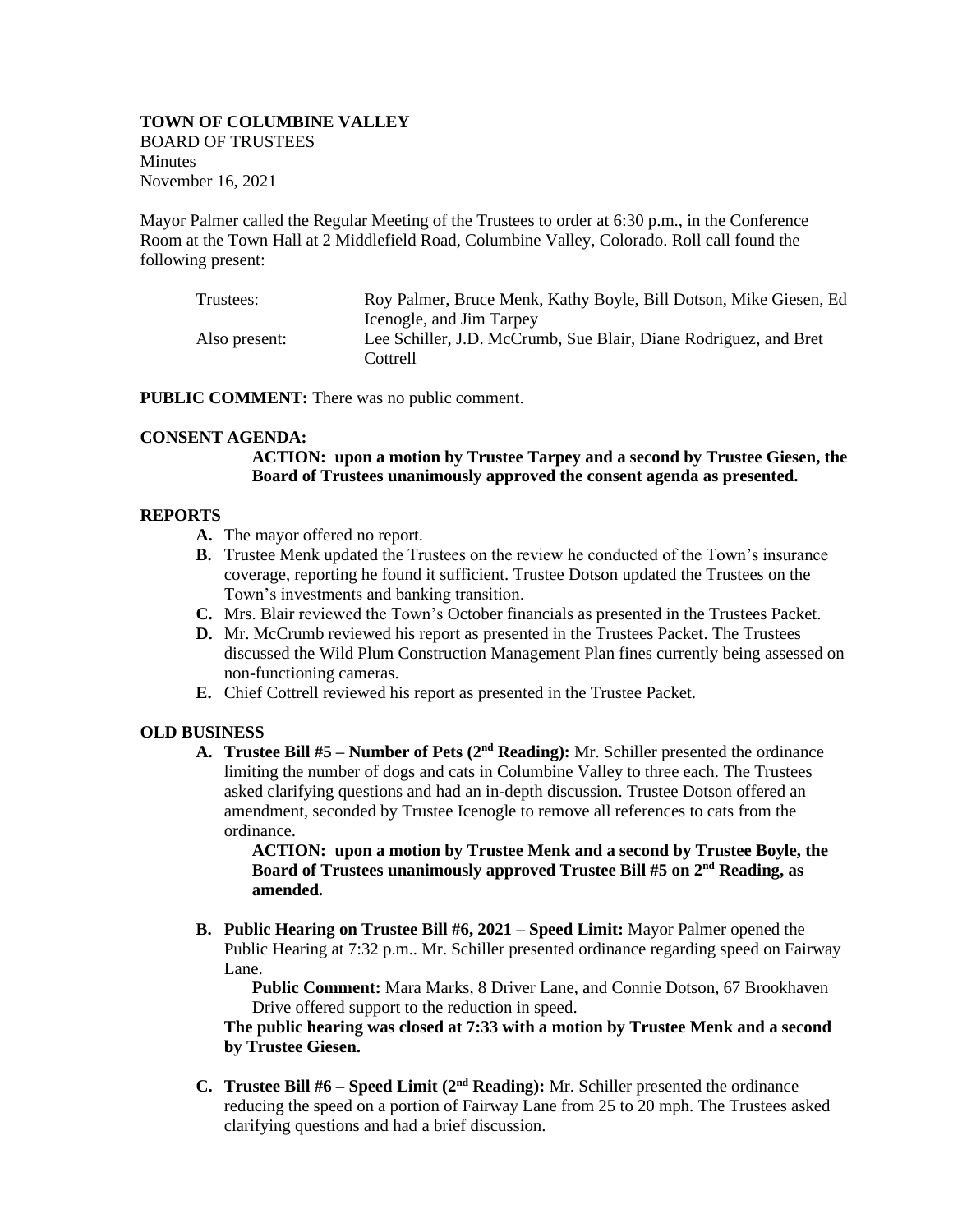**TOWN OF COLUMBINE VALLEY**
BOARD OF TRUSTEES
Minutes
November 16, 2021

Mayor Palmer called the Regular Meeting of the Trustees to order at 6:30 p.m., in the Conference Room at the Town Hall at 2 Middlefield Road, Columbine Valley, Colorado. Roll call found the following present:

| | |
|---|---|
| Trustees: | Roy Palmer, Bruce Menk, Kathy Boyle, Bill Dotson, Mike Giesen, Ed Icenogle, and Jim Tarpey |
| Also present: | Lee Schiller, J.D. McCrumb, Sue Blair, Diane Rodriguez, and Bret Cottrell |

**PUBLIC COMMENT:** There was no public comment.

**CONSENT AGENDA:**

**ACTION: upon a motion by Trustee Tarpey and a second by Trustee Giesen, the Board of Trustees unanimously approved the consent agenda as presented.**

**REPORTS**

- **A.** The mayor offered no report.
- **B.** Trustee Menk updated the Trustees on the review he conducted of the Town's insurance coverage, reporting he found it sufficient. Trustee Dotson updated the Trustees on the Town's investments and banking transition.
- **C.** Mrs. Blair reviewed the Town's October financials as presented in the Trustees Packet.
- **D.** Mr. McCrumb reviewed his report as presented in the Trustees Packet. The Trustees discussed the Wild Plum Construction Management Plan fines currently being assessed on non-functioning cameras.
- **E.** Chief Cottrell reviewed his report as presented in the Trustee Packet.

**OLD BUSINESS**

- **A. Trustee Bill #5 – Number of Pets (2nd Reading):** Mr. Schiller presented the ordinance limiting the number of dogs and cats in Columbine Valley to three each. The Trustees asked clarifying questions and had an in-depth discussion. Trustee Dotson offered an amendment, seconded by Trustee Icenogle to remove all references to cats from the ordinance.

  **ACTION: upon a motion by Trustee Menk and a second by Trustee Boyle, the Board of Trustees unanimously approved Trustee Bill #5 on 2nd Reading, as amended.**

- **B. Public Hearing on Trustee Bill #6, 2021 – Speed Limit:** Mayor Palmer opened the Public Hearing at 7:32 p.m.. Mr. Schiller presented ordinance regarding speed on Fairway Lane.

  **Public Comment:** Mara Marks, 8 Driver Lane, and Connie Dotson, 67 Brookhaven Drive offered support to the reduction in speed.

  **The public hearing was closed at 7:33 with a motion by Trustee Menk and a second by Trustee Giesen.**

- **C. Trustee Bill #6 – Speed Limit (2nd Reading):** Mr. Schiller presented the ordinance reducing the speed on a portion of Fairway Lane from 25 to 20 mph. The Trustees asked clarifying questions and had a brief discussion.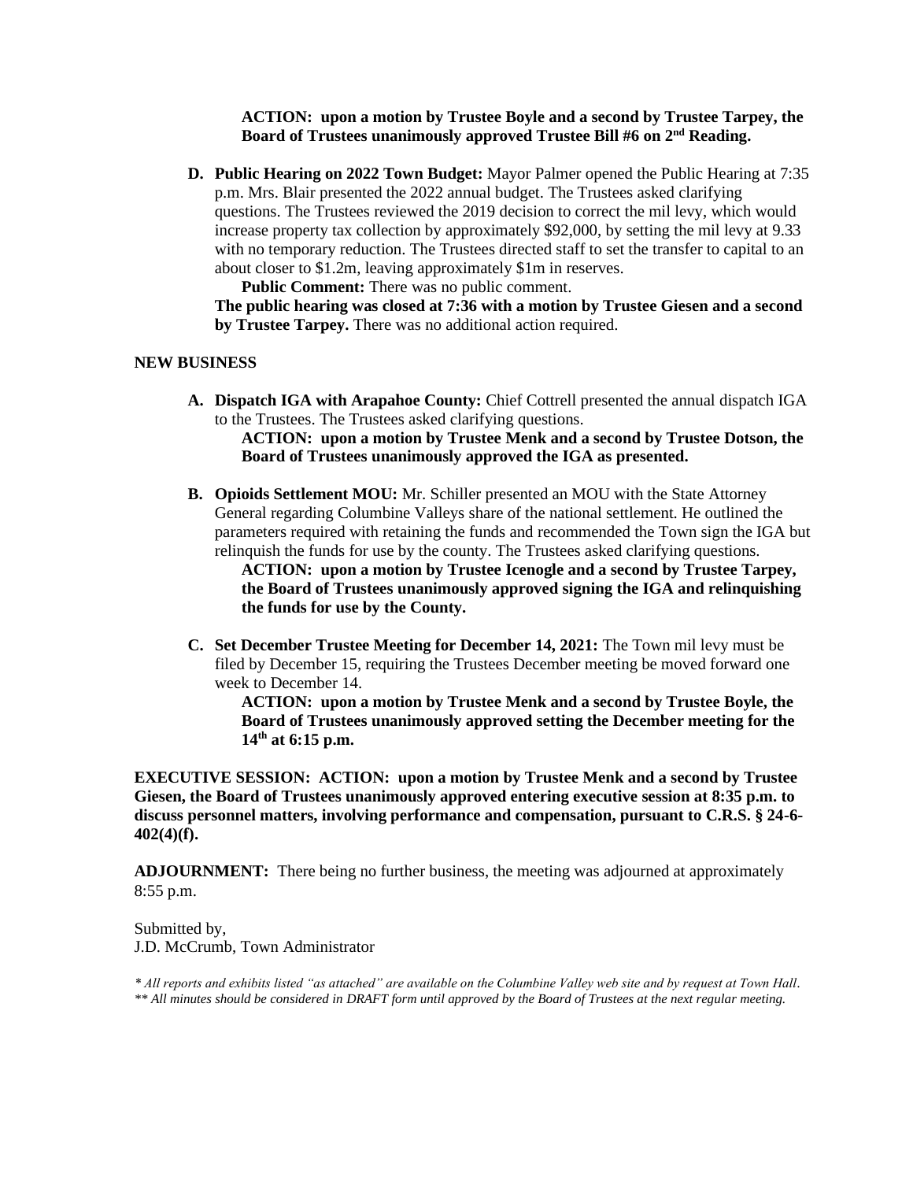**ACTION: upon a motion by Trustee Boyle and a second by Trustee Tarpey, the Board of Trustees unanimously approved Trustee Bill #6 on 2nd Reading.**

**D. Public Hearing on 2022 Town Budget:** Mayor Palmer opened the Public Hearing at 7:35 p.m. Mrs. Blair presented the 2022 annual budget. The Trustees asked clarifying questions. The Trustees reviewed the 2019 decision to correct the mil levy, which would increase property tax collection by approximately $92,000, by setting the mil levy at 9.33 with no temporary reduction. The Trustees directed staff to set the transfer to capital to an about closer to $1.2m, leaving approximately $1m in reserves.

**Public Comment:** There was no public comment.

**The public hearing was closed at 7:36 with a motion by Trustee Giesen and a second by Trustee Tarpey.** There was no additional action required.

## NEW BUSINESS

**A. Dispatch IGA with Arapahoe County:** Chief Cottrell presented the annual dispatch IGA to the Trustees. The Trustees asked clarifying questions.

**ACTION: upon a motion by Trustee Menk and a second by Trustee Dotson, the Board of Trustees unanimously approved the IGA as presented.**

**B. Opioids Settlement MOU:** Mr. Schiller presented an MOU with the State Attorney General regarding Columbine Valleys share of the national settlement. He outlined the parameters required with retaining the funds and recommended the Town sign the IGA but relinquish the funds for use by the county. The Trustees asked clarifying questions.

**ACTION: upon a motion by Trustee Icenogle and a second by Trustee Tarpey, the Board of Trustees unanimously approved signing the IGA and relinquishing the funds for use by the County.**

**C. Set December Trustee Meeting for December 14, 2021:** The Town mil levy must be filed by December 15, requiring the Trustees December meeting be moved forward one week to December 14.

**ACTION: upon a motion by Trustee Menk and a second by Trustee Boyle, the Board of Trustees unanimously approved setting the December meeting for the 14th at 6:15 p.m.**

**EXECUTIVE SESSION: ACTION: upon a motion by Trustee Menk and a second by Trustee Giesen, the Board of Trustees unanimously approved entering executive session at 8:35 p.m. to discuss personnel matters, involving performance and compensation, pursuant to C.R.S. § 24-6-402(4)(f).**

**ADJOURNMENT:** There being no further business, the meeting was adjourned at approximately 8:55 p.m.

Submitted by,
J.D. McCrumb, Town Administrator

*\* All reports and exhibits listed "as attached" are available on the Columbine Valley web site and by request at Town Hall.*
*\*\* All minutes should be considered in DRAFT form until approved by the Board of Trustees at the next regular meeting.*